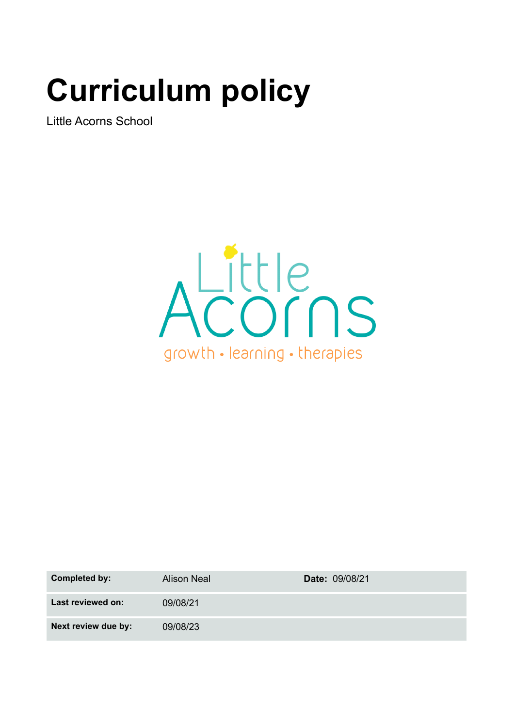# Curriculum policy

Little Acorns School

| **Completed by:** | Alison Neal | **Date:** 09/08/21 |
|---|---|---|
| **Last reviewed on:** | 09/08/21 | |
| **Next review due by:** | 09/08/23 | |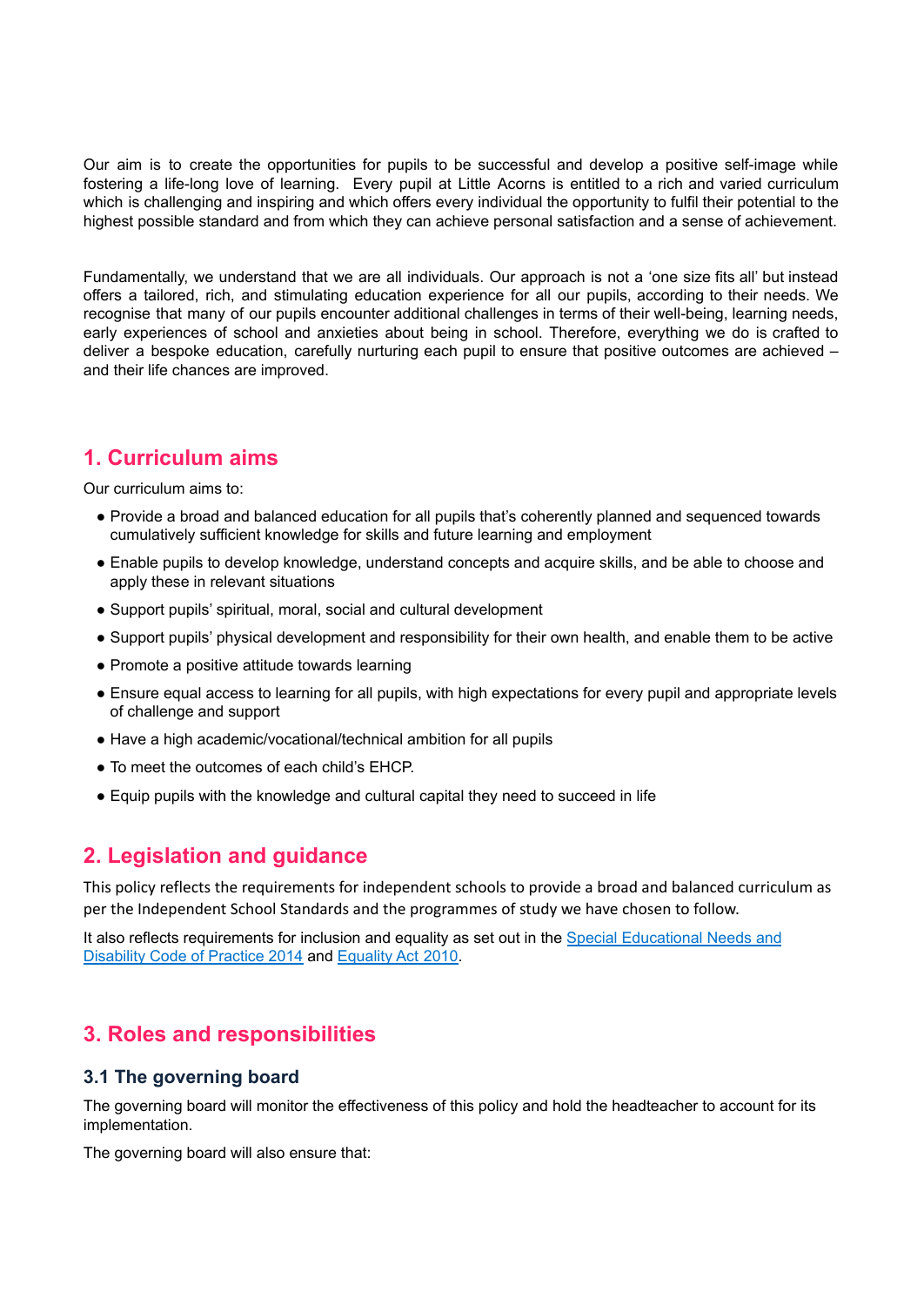Our aim is to create the opportunities for pupils to be successful and develop a positive self-image while fostering a life-long love of learning. Every pupil at Little Acorns is entitled to a rich and varied curriculum which is challenging and inspiring and which offers every individual the opportunity to fulfil their potential to the highest possible standard and from which they can achieve personal satisfaction and a sense of achievement.

Fundamentally, we understand that we are all individuals. Our approach is not a 'one size fits all' but instead offers a tailored, rich, and stimulating education experience for all our pupils, according to their needs. We recognise that many of our pupils encounter additional challenges in terms of their well-being, learning needs, early experiences of school and anxieties about being in school. Therefore, everything we do is crafted to deliver a bespoke education, carefully nurturing each pupil to ensure that positive outcomes are achieved – and their life chances are improved.

## 1. Curriculum aims

Our curriculum aims to:

- Provide a broad and balanced education for all pupils that's coherently planned and sequenced towards cumulatively sufficient knowledge for skills and future learning and employment
- Enable pupils to develop knowledge, understand concepts and acquire skills, and be able to choose and apply these in relevant situations
- Support pupils' spiritual, moral, social and cultural development
- Support pupils' physical development and responsibility for their own health, and enable them to be active
- Promote a positive attitude towards learning
- Ensure equal access to learning for all pupils, with high expectations for every pupil and appropriate levels of challenge and support
- Have a high academic/vocational/technical ambition for all pupils
- To meet the outcomes of each child's EHCP.
- Equip pupils with the knowledge and cultural capital they need to succeed in life

## 2. Legislation and guidance

This policy reflects the requirements for independent schools to provide a broad and balanced curriculum as per the Independent School Standards and the programmes of study we have chosen to follow.

It also reflects requirements for inclusion and equality as set out in the Special Educational Needs and Disability Code of Practice 2014 and Equality Act 2010.

## 3. Roles and responsibilities

### 3.1 The governing board

The governing board will monitor the effectiveness of this policy and hold the headteacher to account for its implementation.

The governing board will also ensure that: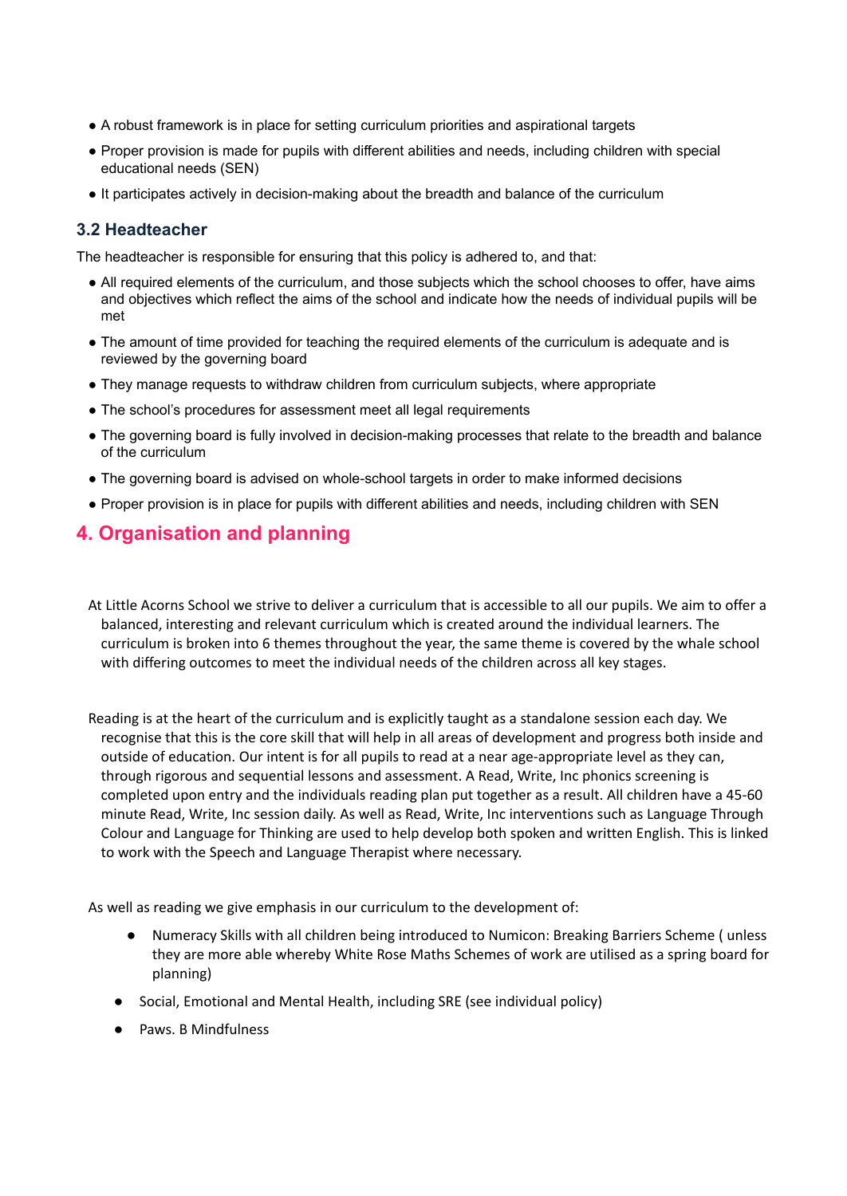- A robust framework is in place for setting curriculum priorities and aspirational targets
- Proper provision is made for pupils with different abilities and needs, including children with special educational needs (SEN)
- It participates actively in decision-making about the breadth and balance of the curriculum

### 3.2 Headteacher

The headteacher is responsible for ensuring that this policy is adhered to, and that:

- All required elements of the curriculum, and those subjects which the school chooses to offer, have aims and objectives which reflect the aims of the school and indicate how the needs of individual pupils will be met
- The amount of time provided for teaching the required elements of the curriculum is adequate and is reviewed by the governing board
- They manage requests to withdraw children from curriculum subjects, where appropriate
- The school's procedures for assessment meet all legal requirements
- The governing board is fully involved in decision-making processes that relate to the breadth and balance of the curriculum
- The governing board is advised on whole-school targets in order to make informed decisions
- Proper provision is in place for pupils with different abilities and needs, including children with SEN

## 4. Organisation and planning

At Little Acorns School we strive to deliver a curriculum that is accessible to all our pupils. We aim to offer a balanced, interesting and relevant curriculum which is created around the individual learners. The curriculum is broken into 6 themes throughout the year, the same theme is covered by the whale school with differing outcomes to meet the individual needs of the children across all key stages.

Reading is at the heart of the curriculum and is explicitly taught as a standalone session each day. We recognise that this is the core skill that will help in all areas of development and progress both inside and outside of education. Our intent is for all pupils to read at a near age-appropriate level as they can, through rigorous and sequential lessons and assessment. A Read, Write, Inc phonics screening is completed upon entry and the individuals reading plan put together as a result. All children have a 45-60 minute Read, Write, Inc session daily. As well as Read, Write, Inc interventions such as Language Through Colour and Language for Thinking are used to help develop both spoken and written English. This is linked to work with the Speech and Language Therapist where necessary.

As well as reading we give emphasis in our curriculum to the development of:

- Numeracy Skills with all children being introduced to Numicon: Breaking Barriers Scheme ( unless they are more able whereby White Rose Maths Schemes of work are utilised as a spring board for planning)
- Social, Emotional and Mental Health, including SRE (see individual policy)
- Paws. B Mindfulness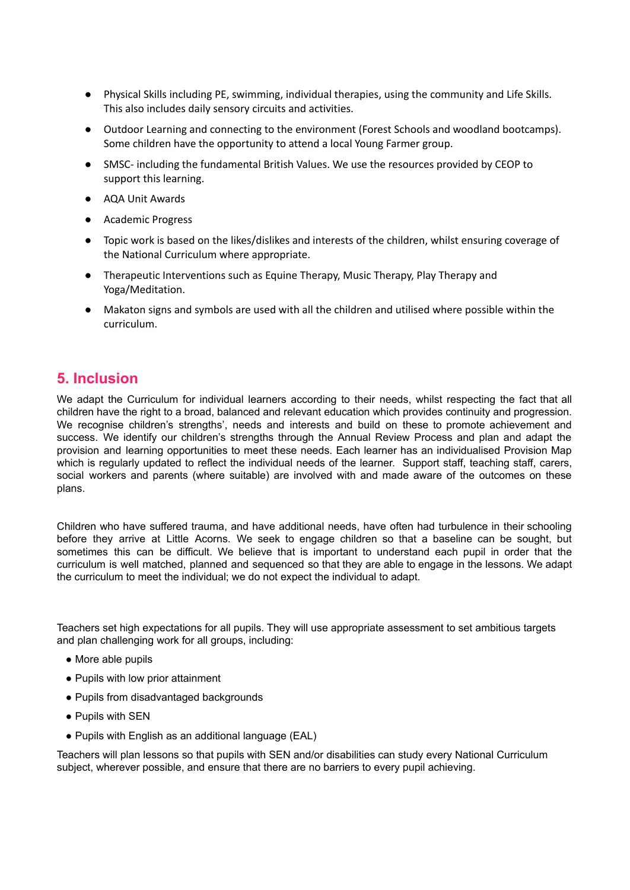- Physical Skills including PE, swimming, individual therapies, using the community and Life Skills. This also includes daily sensory circuits and activities.
- Outdoor Learning and connecting to the environment (Forest Schools and woodland bootcamps). Some children have the opportunity to attend a local Young Farmer group.
- SMSC- including the fundamental British Values. We use the resources provided by CEOP to support this learning.
- AQA Unit Awards
- Academic Progress
- Topic work is based on the likes/dislikes and interests of the children, whilst ensuring coverage of the National Curriculum where appropriate.
- Therapeutic Interventions such as Equine Therapy, Music Therapy, Play Therapy and Yoga/Meditation.
- Makaton signs and symbols are used with all the children and utilised where possible within the curriculum.

## 5. Inclusion

We adapt the Curriculum for individual learners according to their needs, whilst respecting the fact that all children have the right to a broad, balanced and relevant education which provides continuity and progression. We recognise children's strengths', needs and interests and build on these to promote achievement and success. We identify our children's strengths through the Annual Review Process and plan and adapt the provision and learning opportunities to meet these needs. Each learner has an individualised Provision Map which is regularly updated to reflect the individual needs of the learner. Support staff, teaching staff, carers, social workers and parents (where suitable) are involved with and made aware of the outcomes on these plans.

Children who have suffered trauma, and have additional needs, have often had turbulence in their schooling before they arrive at Little Acorns. We seek to engage children so that a baseline can be sought, but sometimes this can be difficult. We believe that is important to understand each pupil in order that the curriculum is well matched, planned and sequenced so that they are able to engage in the lessons. We adapt the curriculum to meet the individual; we do not expect the individual to adapt.

Teachers set high expectations for all pupils. They will use appropriate assessment to set ambitious targets and plan challenging work for all groups, including:

- More able pupils
- Pupils with low prior attainment
- Pupils from disadvantaged backgrounds
- Pupils with SEN
- Pupils with English as an additional language (EAL)

Teachers will plan lessons so that pupils with SEN and/or disabilities can study every National Curriculum subject, wherever possible, and ensure that there are no barriers to every pupil achieving.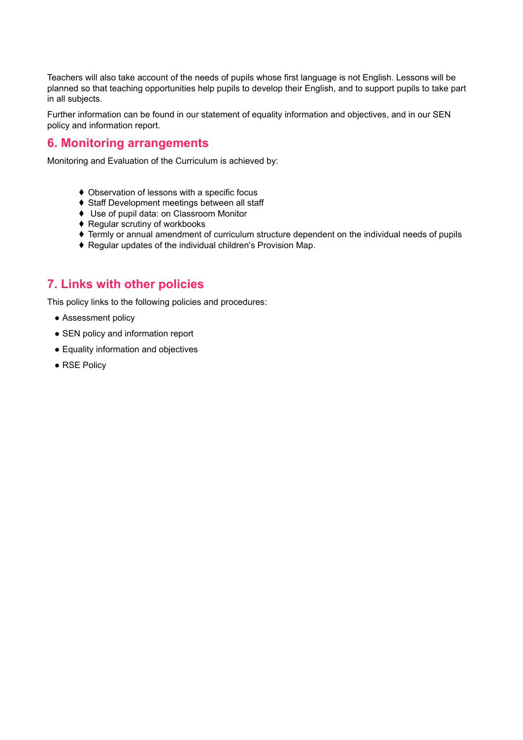Teachers will also take account of the needs of pupils whose first language is not English. Lessons will be planned so that teaching opportunities help pupils to develop their English, and to support pupils to take part in all subjects.

Further information can be found in our statement of equality information and objectives, and in our SEN policy and information report.

## 6. Monitoring arrangements

Monitoring and Evaluation of the Curriculum is achieved by:

- Observation of lessons with a specific focus
- Staff Development meetings between all staff
- Use of pupil data: on Classroom Monitor
- Regular scrutiny of workbooks
- Termly or annual amendment of curriculum structure dependent on the individual needs of pupils
- Regular updates of the individual children's Provision Map.

## 7. Links with other policies

This policy links to the following policies and procedures:

- Assessment policy
- SEN policy and information report
- Equality information and objectives
- RSE Policy